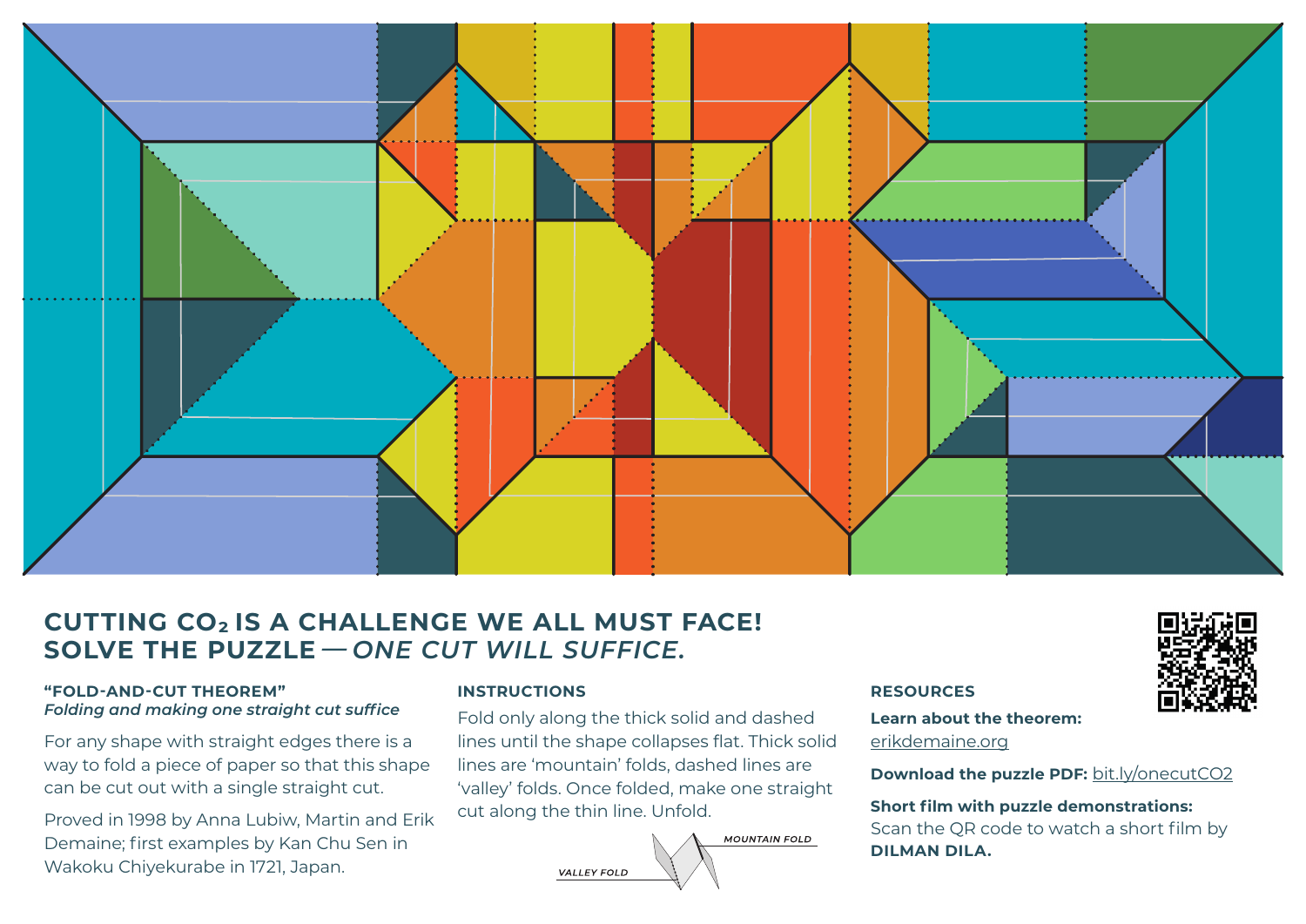# CUTTING $CO_2$ IS A CHALLENGE WE ALL MUST FACE! SOLVE THE PUZZLE — *ONE CUT WILL SUFFICE.*

### "FOLD-AND-CUT THEOREM"

***Folding and making one straight cut suffice***

For any shape with straight edges there is a way to fold a piece of paper so that this shape can be cut out with a single straight cut.

Proved in 1998 by Anna Lubiw, Martin and Erik Demaine; first examples by Kan Chu Sen in Wakoku Chiyekurabe in 1721, Japan.

### INSTRUCTIONS

Fold only along the thick solid and dashed lines until the shape collapses flat. Thick solid lines are 'mountain' folds, dashed lines are 'valley' folds. Once folded, make one straight cut along the thin line. Unfold.

MOUNTAIN FOLD

VALLEY FOLD

### RESOURCES

**Learn about the theorem:** erikdemaine.org

**Download the puzzle PDF:** bit.ly/onecutCO2

**Short film with puzzle demonstrations:** Scan the QR code to watch a short film by **DILMAN DILA.**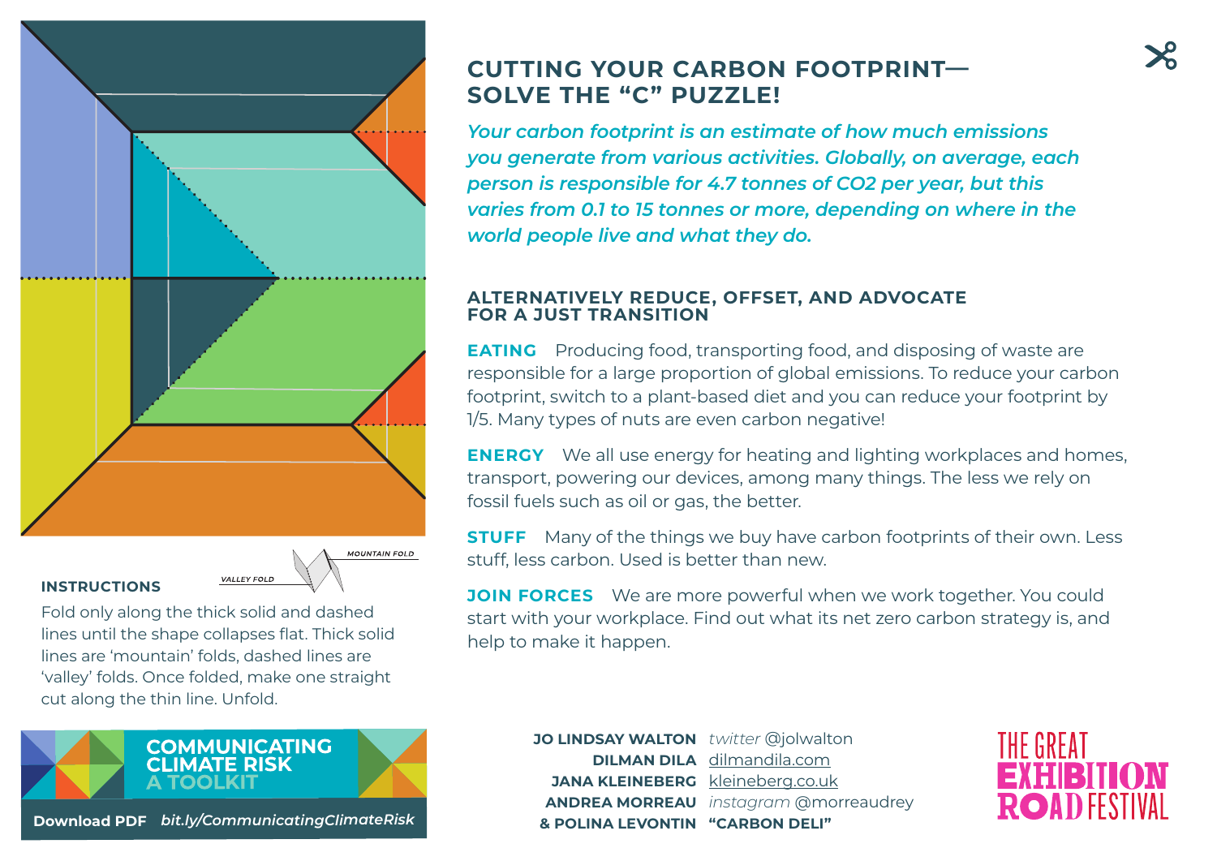## CUTTING YOUR CARBON FOOTPRINT— SOLVE THE "C" PUZZLE!

*Your carbon footprint is an estimate of how much emissions you generate from various activities. Globally, on average, each person is responsible for 4.7 tonnes of $CO_2$ per year, but this varies from 0.1 to 15 tonnes or more, depending on where in the world people live and what they do.*

### ALTERNATIVELY REDUCE, OFFSET, AND ADVOCATE FOR A JUST TRANSITION

**EATING** Producing food, transporting food, and disposing of waste are responsible for a large proportion of global emissions. To reduce your carbon footprint, switch to a plant-based diet and you can reduce your footprint by 1/5. Many types of nuts are even carbon negative!

**ENERGY** We all use energy for heating and lighting workplaces and homes, transport, powering our devices, among many things. The less we rely on fossil fuels such as oil or gas, the better.

**STUFF** Many of the things we buy have carbon footprints of their own. Less stuff, less carbon. Used is better than new.

**JOIN FORCES** We are more powerful when we work together. You could start with your workplace. Find out what its net zero carbon strategy is, and help to make it happen.

MOUNTAIN FOLD

VALLEY FOLD

**INSTRUCTIONS**

Fold only along the thick solid and dashed lines until the shape collapses flat. Thick solid lines are 'mountain' folds, dashed lines are 'valley' folds. Once folded, make one straight cut along the thin line. Unfold.

**COMMUNICATING CLIMATE RISK**
**A TOOLKIT**

**Download PDF** *bit.ly/CommunicatingClimateRisk*

**JO LINDSAY WALTON** *twitter* @jolwalton
**DILMAN DILA** dilmandila.com
**JANA KLEINEBERG** kleineberg.co.uk
**ANDREA MORREAU** *instagram* @morreaudrey
**& POLINA LEVONTIN** **"CARBON DELI"**

THE GREAT EXHIBITION ROAD FESTIVAL